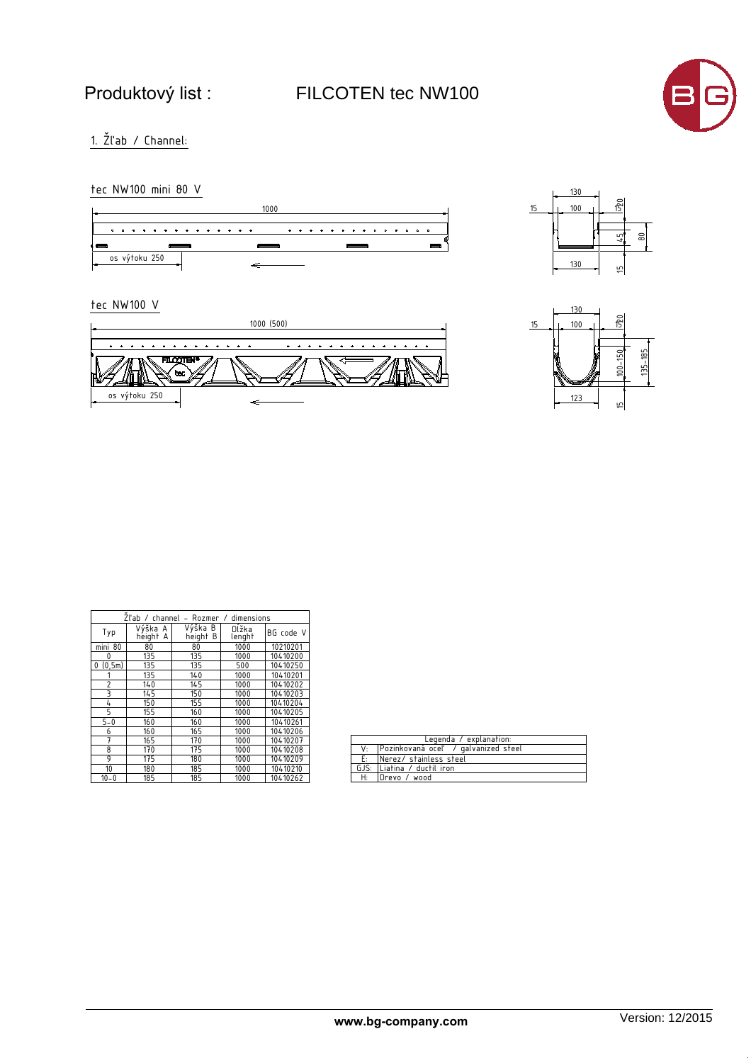# Produktový list : FILCOTEN tec NW100

## 1. Žľab / Channel:

### tec NW100 mini 80 V

1000

os výtoku 250

130, 15, 100, 20, 15, 45, 80, 130, 15

### tec NW100 V

1000 (500)

os výtoku 250

130, 15, 100, 20, 15, 100–150, 135–185, 123, 15

| Žľab / channel – Rozmer / dimensions | | | | |
|---|---|---|---|---|
| Typ | Výška A height A | Výška B height B | Dĺžka lenght | BG code V |
| mini 80 | 80 | 80 | 1000 | 10210201 |
| 0 | 135 | 135 | 1000 | 10410200 |
| 0 (0,5m) | 135 | 135 | 500 | 10410250 |
| 1 | 135 | 140 | 1000 | 10410201 |
| 2 | 140 | 145 | 1000 | 10410202 |
| 3 | 145 | 150 | 1000 | 10410203 |
| 4 | 150 | 155 | 1000 | 10410204 |
| 5 | 155 | 160 | 1000 | 10410205 |
| 5–0 | 160 | 160 | 1000 | 10410261 |
| 6 | 160 | 165 | 1000 | 10410206 |
| 7 | 165 | 170 | 1000 | 10410207 |
| 8 | 170 | 175 | 1000 | 10410208 |
| 9 | 175 | 180 | 1000 | 10410209 |
| 10 | 180 | 185 | 1000 | 10410210 |
| 10–0 | 185 | 185 | 1000 | 10410262 |

| Legenda / explanation: | |
|---|---|
| V: | Pozinkovaná oceľ / galvanized steel |
| E: | Nerez/ stainless steel |
| GJS: | Liatina / ductil iron |
| H: | Drevo / wood |

www.bg-company.com

Version: 12/2015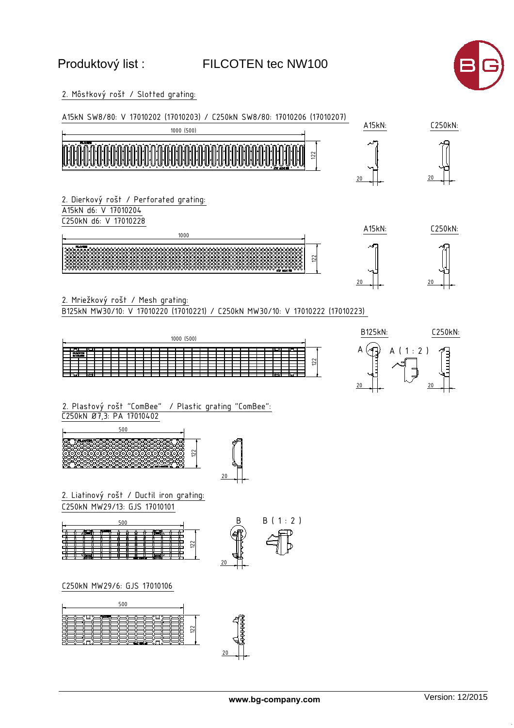Produktový list : FILCOTEN tec NW100

## 2. Môstkový rošt / Slotted grating:

A15kN SW8/80: V 17010202 (17010203) / C250kN SW8/80: 17010206 (17010207)

1000 (500) 122

A15kN: 20

C250kN: 20

## 2. Dierkový rošt / Perforated grating:

A15kN d6: V 17010204

C250kN d6: V 17010228

1000 122

A15kN: 20

C250kN: 20

## 2. Mriežkový rošt / Mesh grating:

B125kN MW30/10: V 17010220 (17010221) / C250kN MW30/10: V 17010222 (17010223)

1000 (500) 122

B125kN: A A ( 1 : 2 ) 20

C250kN: 20

## 2. Plastový rošt "ComBee" / Plastic grating "ComBee":

C250kN Ø7,3: PA 17010402

500 122 20

## 2. Liatinový rošt / Ductil iron grating:

C250kN MW29/13: GJS 17010101

500 122 B B ( 1 : 2 ) 20

C250kN MW29/6: GJS 17010106

500 122 20

www.bg-company.com

Version: 12/2015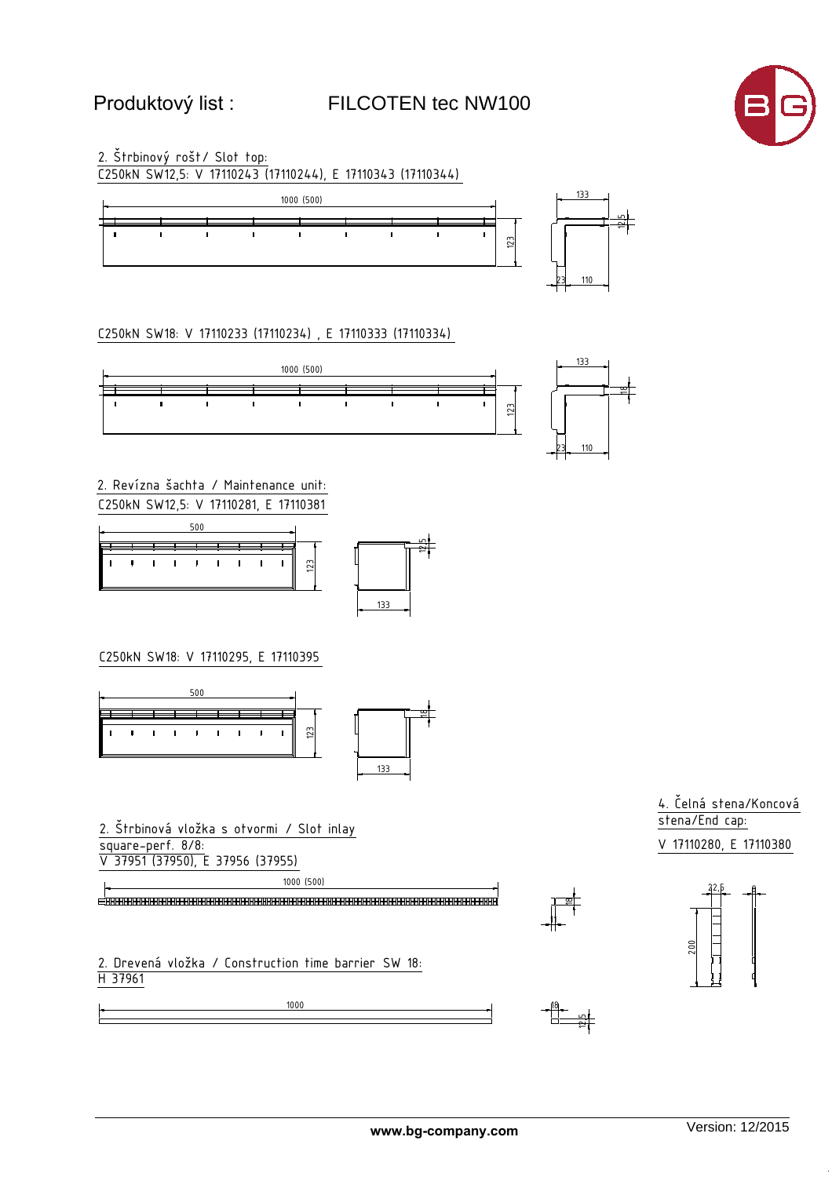# Produktový list : FILCOTEN tec NW100

2. Štrbinový rošt / Slot top:

C250kN SW12,5: V 17110243 (17110244), E 17110343 (17110344)

1000 (500)

123

133

12,5

23 110

C250kN SW18: V 17110233 (17110234) , E 17110333 (17110334)

1000 (500)

123

133

18

23 110

2. Revízna šachta / Maintenance unit:

C250kN SW12,5: V 17110281, E 17110381

500

123

12,5

133

C250kN SW18: V 17110295, E 17110395

500

123

18

133

2. Štrbinová vložka s otvormi / Slot inlay square-perf. 8/8:

V 37951 (37950), E 37956 (37955)

1000 (500)

18

11

2. Drevená vložka / Construction time barrier SW 18:

H 37961

1000

18

12,5

4. Čelná stena/Koncová stena/End cap:

V 17110280, E 17110380

22,5

8

200

www.bg-company.com

Version: 12/2015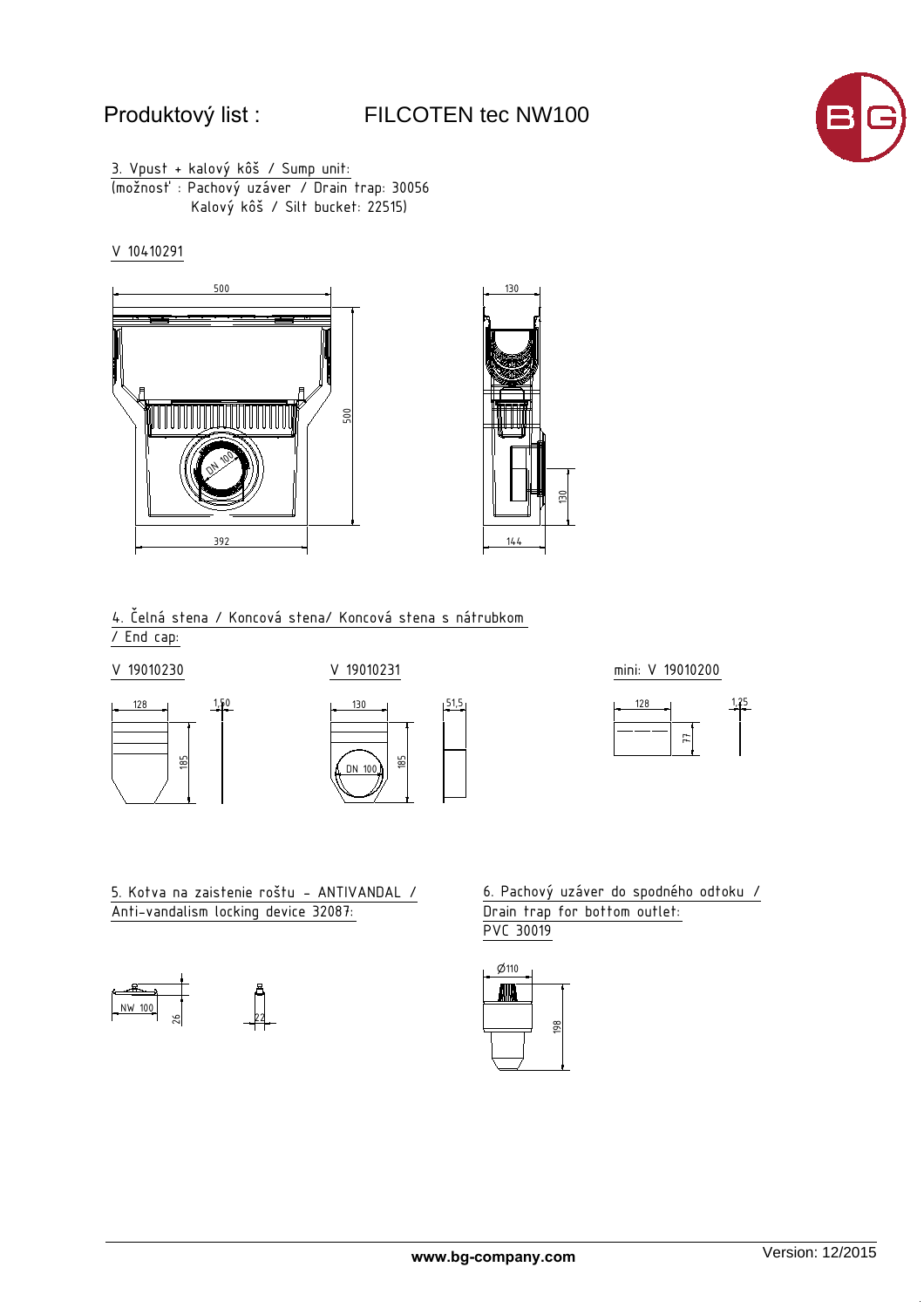# Produktový list : FILCOTEN tec NW100

3. Vpust + kalový kôš / Sump unit:
(možnosť : Pachový uzáver / Drain trap: 30056
Kalový kôš / Silt bucket: 22515)

V 10410291

500
500
392
130
130
144

4. Čelná stena / Koncová stena/ Koncová stena s nátrubkom / End cap:

V 19010230

128
1,50
185

V 19010231

130
51,5
DN 100
185

mini: V 19010200

128
1,25
77

5. Kotva na zaistenie roštu - ANTIVANDAL / Anti-vandalism locking device 32087:

NW 100
26
22

6. Pachový uzáver do spodného odtoku / Drain trap for bottom outlet:
PVC 30019

Ø110
198

www.bg-company.com

Version: 12/2015